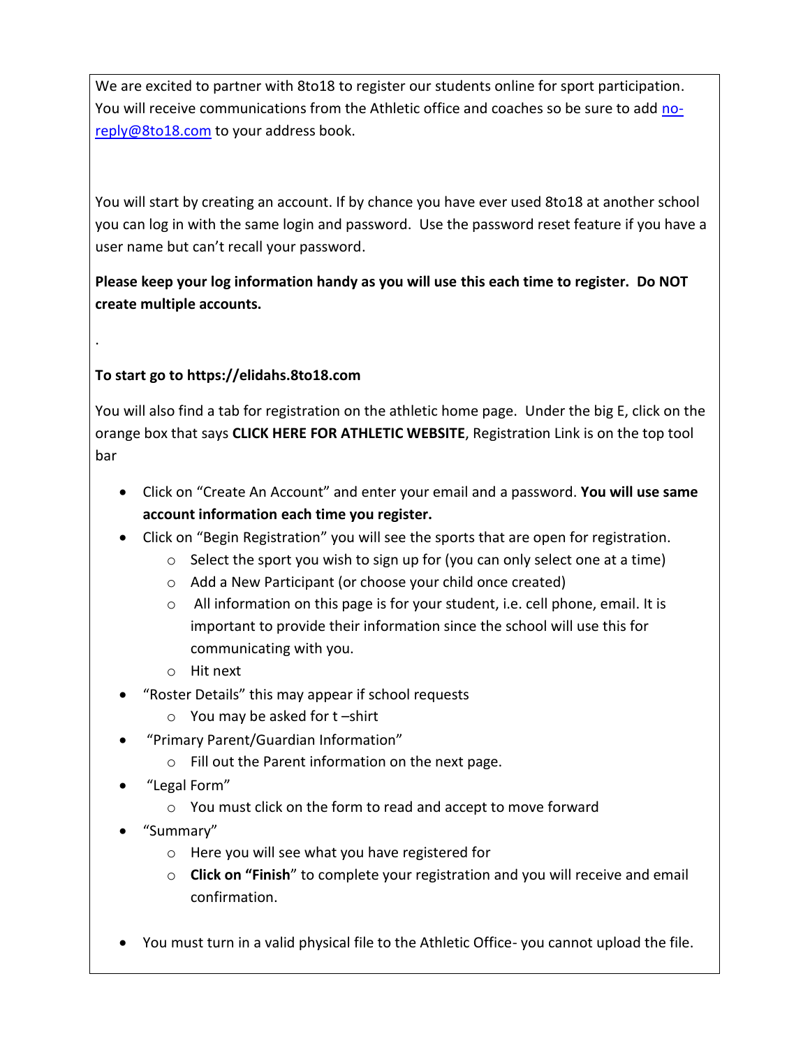We are excited to partner with 8to18 to register our students online for sport participation. You will receive communications from the Athletic office and coaches so be sure to add no-reply@8to18.com to your address book.

You will start by creating an account. If by chance you have ever used 8to18 at another school you can log in with the same login and password. Use the password reset feature if you have a user name but can't recall your password.

**Please keep your log information handy as you will use this each time to register. Do NOT create multiple accounts.**

.

**To start go to https://elidahs.8to18.com**

You will also find a tab for registration on the athletic home page. Under the big E, click on the orange box that says **CLICK HERE FOR ATHLETIC WEBSITE**, Registration Link is on the top tool bar

- Click on "Create An Account" and enter your email and a password. **You will use same account information each time you register.**
- Click on "Begin Registration" you will see the sports that are open for registration.
    - Select the sport you wish to sign up for (you can only select one at a time)
    - Add a New Participant (or choose your child once created)
    - All information on this page is for your student, i.e. cell phone, email. It is important to provide their information since the school will use this for communicating with you.
    - Hit next
- "Roster Details" this may appear if school requests
    - You may be asked for t –shirt
- "Primary Parent/Guardian Information"
    - Fill out the Parent information on the next page.
- "Legal Form"
    - You must click on the form to read and accept to move forward
- "Summary"
    - Here you will see what you have registered for
    - **Click on "Finish**" to complete your registration and you will receive and email confirmation.

- You must turn in a valid physical file to the Athletic Office- you cannot upload the file.